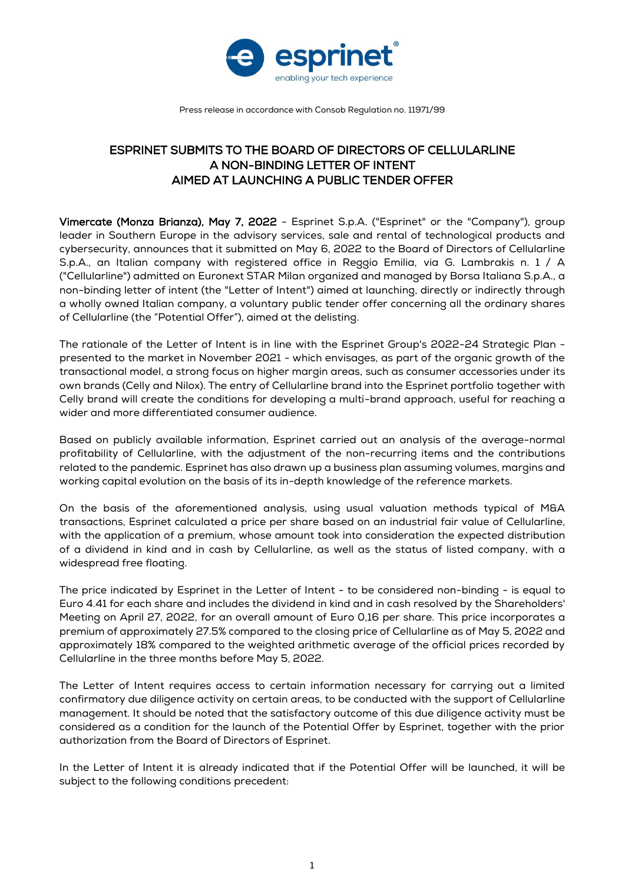Press release in accordance with Consob Regulation no. 11971/99

# ESPRINET SUBMITS TO THE BOARD OF DIRECTORS OF CELLULARLINE A NON-BINDING LETTER OF INTENT AIMED AT LAUNCHING A PUBLIC TENDER OFFER

**Vimercate (Monza Brianza), May 7, 2022** - Esprinet S.p.A. ("Esprinet" or the "Company"), group leader in Southern Europe in the advisory services, sale and rental of technological products and cybersecurity, announces that it submitted on May 6, 2022 to the Board of Directors of Cellularline S.p.A., an Italian company with registered office in Reggio Emilia, via G. Lambrakis n. 1 / A ("Cellularline") admitted on Euronext STAR Milan organized and managed by Borsa Italiana S.p.A., a non-binding letter of intent (the "Letter of Intent") aimed at launching, directly or indirectly through a wholly owned Italian company, a voluntary public tender offer concerning all the ordinary shares of Cellularline (the "Potential Offer"), aimed at the delisting.

The rationale of the Letter of Intent is in line with the Esprinet Group's 2022-24 Strategic Plan - presented to the market in November 2021 - which envisages, as part of the organic growth of the transactional model, a strong focus on higher margin areas, such as consumer accessories under its own brands (Celly and Nilox). The entry of Cellularline brand into the Esprinet portfolio together with Celly brand will create the conditions for developing a multi-brand approach, useful for reaching a wider and more differentiated consumer audience.

Based on publicly available information, Esprinet carried out an analysis of the average-normal profitability of Cellularline, with the adjustment of the non-recurring items and the contributions related to the pandemic. Esprinet has also drawn up a business plan assuming volumes, margins and working capital evolution on the basis of its in-depth knowledge of the reference markets.

On the basis of the aforementioned analysis, using usual valuation methods typical of M&A transactions, Esprinet calculated a price per share based on an industrial fair value of Cellularline, with the application of a premium, whose amount took into consideration the expected distribution of a dividend in kind and in cash by Cellularline, as well as the status of listed company, with a widespread free floating.

The price indicated by Esprinet in the Letter of Intent - to be considered non-binding - is equal to Euro 4.41 for each share and includes the dividend in kind and in cash resolved by the Shareholders' Meeting on April 27, 2022, for an overall amount of Euro 0,16 per share. This price incorporates a premium of approximately 27.5% compared to the closing price of Cellularline as of May 5, 2022 and approximately 18% compared to the weighted arithmetic average of the official prices recorded by Cellularline in the three months before May 5, 2022.

The Letter of Intent requires access to certain information necessary for carrying out a limited confirmatory due diligence activity on certain areas, to be conducted with the support of Cellularline management. It should be noted that the satisfactory outcome of this due diligence activity must be considered as a condition for the launch of the Potential Offer by Esprinet, together with the prior authorization from the Board of Directors of Esprinet.

In the Letter of Intent it is already indicated that if the Potential Offer will be launched, it will be subject to the following conditions precedent: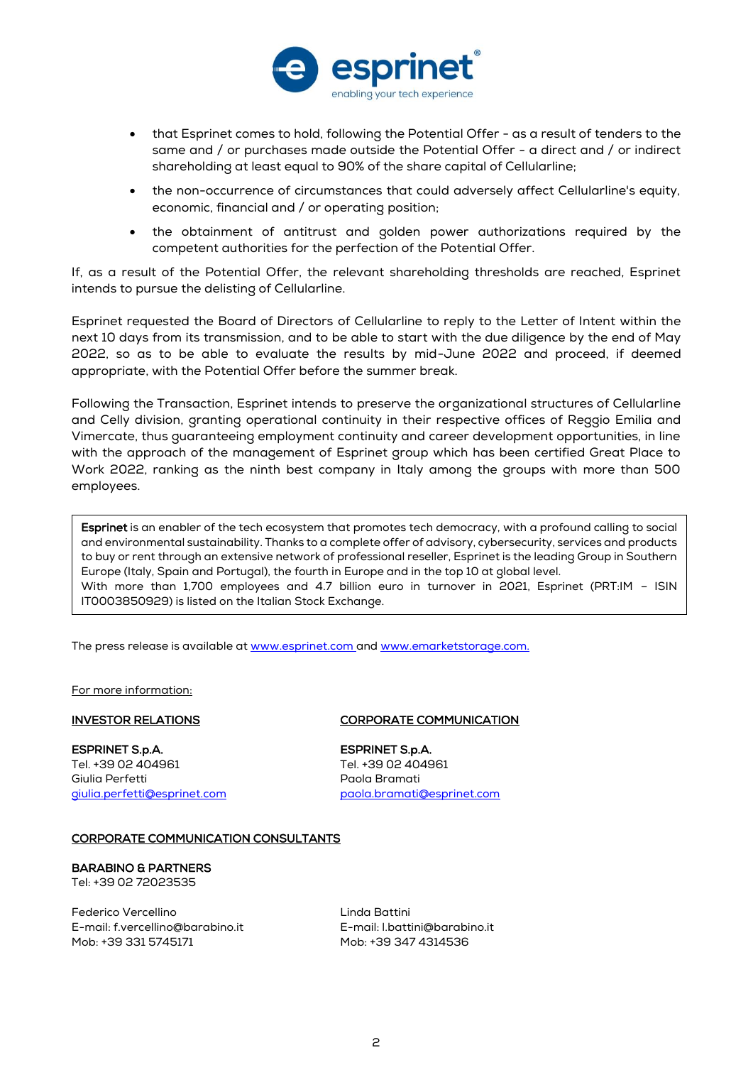- that Esprinet comes to hold, following the Potential Offer - as a result of tenders to the same and / or purchases made outside the Potential Offer - a direct and / or indirect shareholding at least equal to 90% of the share capital of Cellularline;
- the non-occurrence of circumstances that could adversely affect Cellularline's equity, economic, financial and / or operating position;
- the obtainment of antitrust and golden power authorizations required by the competent authorities for the perfection of the Potential Offer.

If, as a result of the Potential Offer, the relevant shareholding thresholds are reached, Esprinet intends to pursue the delisting of Cellularline.

Esprinet requested the Board of Directors of Cellularline to reply to the Letter of Intent within the next 10 days from its transmission, and to be able to start with the due diligence by the end of May 2022, so as to be able to evaluate the results by mid-June 2022 and proceed, if deemed appropriate, with the Potential Offer before the summer break.

Following the Transaction, Esprinet intends to preserve the organizational structures of Cellularline and Celly division, granting operational continuity in their respective offices of Reggio Emilia and Vimercate, thus guaranteeing employment continuity and career development opportunities, in line with the approach of the management of Esprinet group which has been certified Great Place to Work 2022, ranking as the ninth best company in Italy among the groups with more than 500 employees.

**Esprinet** is an enabler of the tech ecosystem that promotes tech democracy, with a profound calling to social and environmental sustainability. Thanks to a complete offer of advisory, cybersecurity, services and products to buy or rent through an extensive network of professional reseller, Esprinet is the leading Group in Southern Europe (Italy, Spain and Portugal), the fourth in Europe and in the top 10 at global level.
With more than 1,700 employees and 4.7 billion euro in turnover in 2021, Esprinet (PRT:IM – ISIN IT0003850929) is listed on the Italian Stock Exchange.

The press release is available at www.esprinet.com and www.emarketstorage.com.

For more information:

**INVESTOR RELATIONS**

**ESPRINET S.p.A.**
Tel. +39 02 404961
Giulia Perfetti
giulia.perfetti@esprinet.com

**CORPORATE COMMUNICATION**

**ESPRINET S.p.A.**
Tel. +39 02 404961
Paola Bramati
paola.bramati@esprinet.com

**CORPORATE COMMUNICATION CONSULTANTS**

**BARABINO & PARTNERS**
Tel: +39 02 72023535

Federico Vercellino
E-mail: f.vercellino@barabino.it
Mob: +39 331 5745171

Linda Battini
E-mail: l.battini@barabino.it
Mob: +39 347 4314536